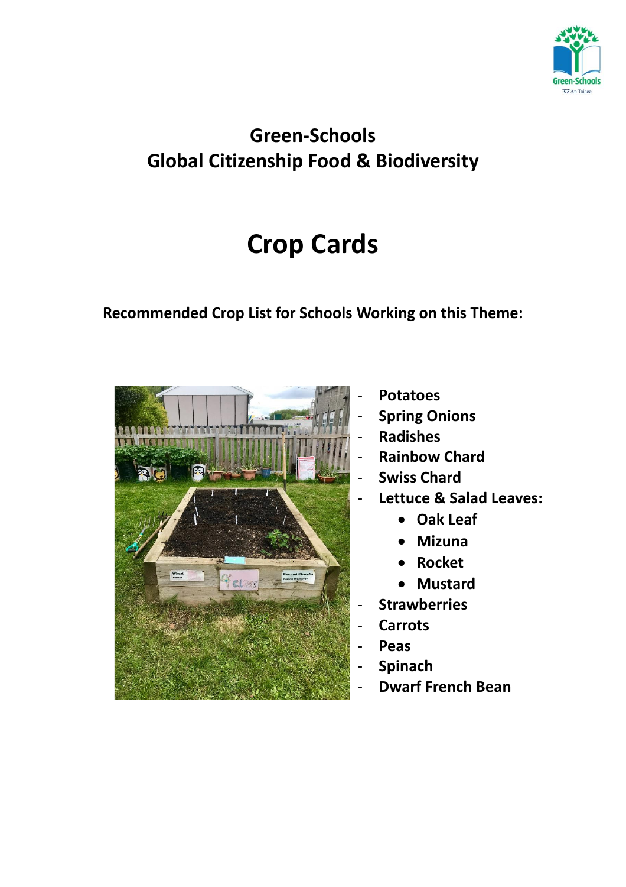## Green-Schools
## Global Citizenship Food & Biodiversity

# Crop Cards

**Recommended Crop List for Schools Working on this Theme:**

- **Potatoes**
- **Spring Onions**
- **Radishes**
- **Rainbow Chard**
- **Swiss Chard**
- **Lettuce & Salad Leaves:**
  - **Oak Leaf**
  - **Mizuna**
  - **Rocket**
  - **Mustard**
- **Strawberries**
- **Carrots**
- **Peas**
- **Spinach**
- **Dwarf French Bean**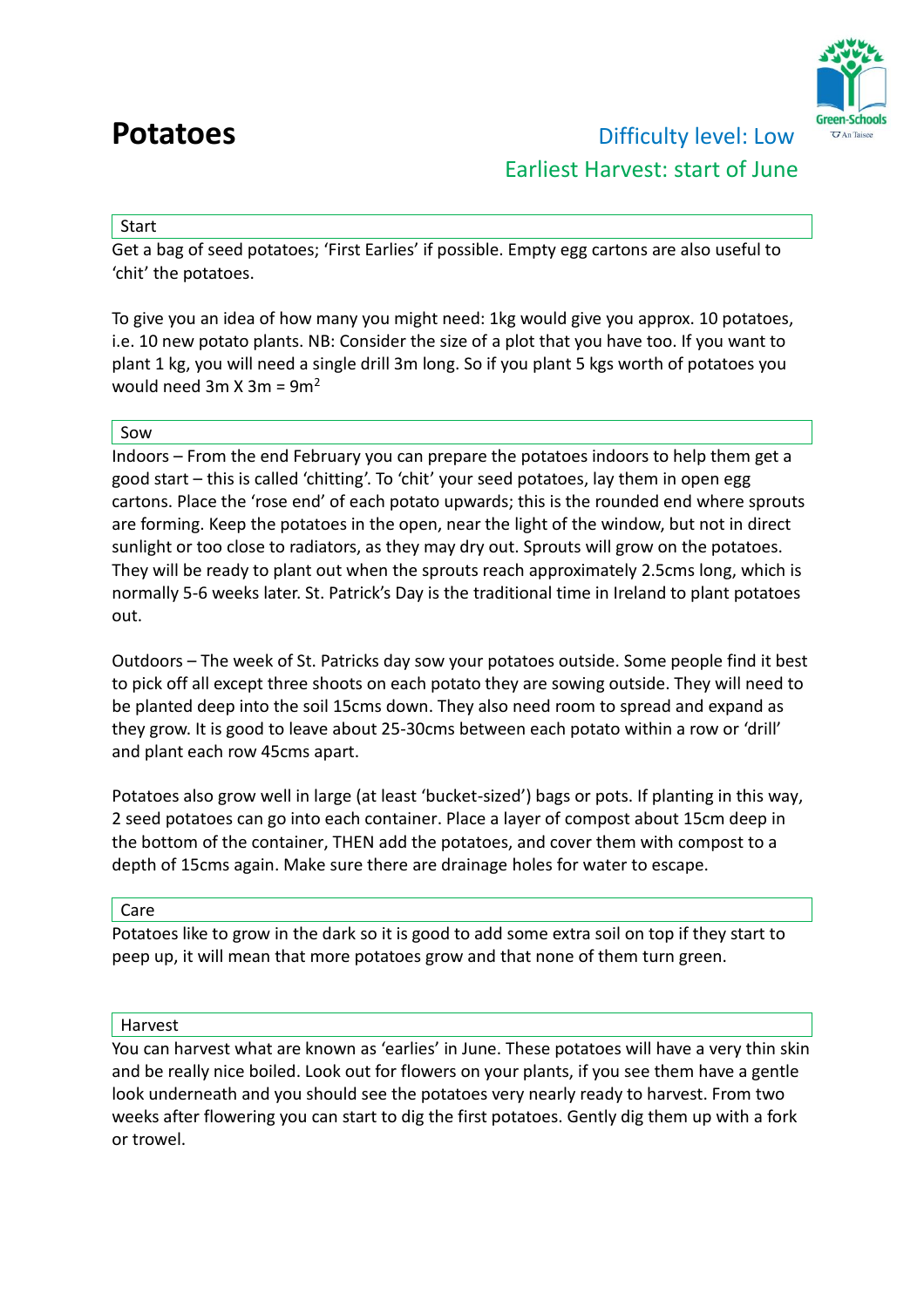# Potatoes

Difficulty level: Low

Earliest Harvest: start of June

## Start

Get a bag of seed potatoes; 'First Earlies' if possible. Empty egg cartons are also useful to 'chit' the potatoes.

To give you an idea of how many you might need: 1kg would give you approx. 10 potatoes, i.e. 10 new potato plants. NB: Consider the size of a plot that you have too. If you want to plant 1 kg, you will need a single drill 3m long. So if you plant 5 kgs worth of potatoes you would need 3m X 3m = $9m^2$

## Sow

Indoors – From the end February you can prepare the potatoes indoors to help them get a good start – this is called 'chitting'. To 'chit' your seed potatoes, lay them in open egg cartons. Place the 'rose end' of each potato upwards; this is the rounded end where sprouts are forming. Keep the potatoes in the open, near the light of the window, but not in direct sunlight or too close to radiators, as they may dry out. Sprouts will grow on the potatoes. They will be ready to plant out when the sprouts reach approximately 2.5cms long, which is normally 5-6 weeks later. St. Patrick's Day is the traditional time in Ireland to plant potatoes out.

Outdoors – The week of St. Patricks day sow your potatoes outside. Some people find it best to pick off all except three shoots on each potato they are sowing outside. They will need to be planted deep into the soil 15cms down. They also need room to spread and expand as they grow. It is good to leave about 25-30cms between each potato within a row or 'drill' and plant each row 45cms apart.

Potatoes also grow well in large (at least 'bucket-sized') bags or pots. If planting in this way, 2 seed potatoes can go into each container. Place a layer of compost about 15cm deep in the bottom of the container, THEN add the potatoes, and cover them with compost to a depth of 15cms again. Make sure there are drainage holes for water to escape.

## Care

Potatoes like to grow in the dark so it is good to add some extra soil on top if they start to peep up, it will mean that more potatoes grow and that none of them turn green.

## Harvest

You can harvest what are known as 'earlies' in June. These potatoes will have a very thin skin and be really nice boiled. Look out for flowers on your plants, if you see them have a gentle look underneath and you should see the potatoes very nearly ready to harvest. From two weeks after flowering you can start to dig the first potatoes. Gently dig them up with a fork or trowel.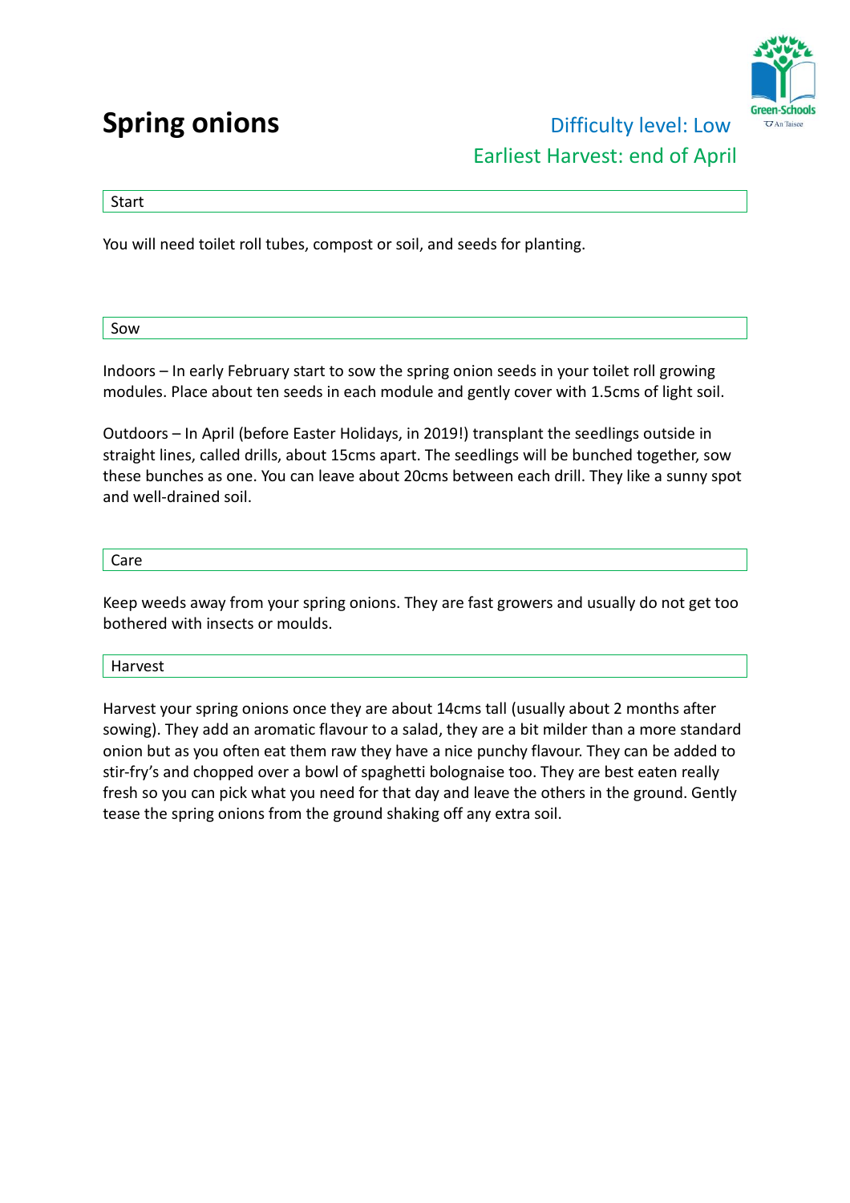# Spring onions

Difficulty level: Low

Earliest Harvest: end of April

## Start

You will need toilet roll tubes, compost or soil, and seeds for planting.

## Sow

Indoors – In early February start to sow the spring onion seeds in your toilet roll growing modules. Place about ten seeds in each module and gently cover with 1.5cms of light soil.

Outdoors – In April (before Easter Holidays, in 2019!) transplant the seedlings outside in straight lines, called drills, about 15cms apart. The seedlings will be bunched together, sow these bunches as one. You can leave about 20cms between each drill. They like a sunny spot and well-drained soil.

## Care

Keep weeds away from your spring onions. They are fast growers and usually do not get too bothered with insects or moulds.

## Harvest

Harvest your spring onions once they are about 14cms tall (usually about 2 months after sowing). They add an aromatic flavour to a salad, they are a bit milder than a more standard onion but as you often eat them raw they have a nice punchy flavour. They can be added to stir-fry's and chopped over a bowl of spaghetti bolognaise too. They are best eaten really fresh so you can pick what you need for that day and leave the others in the ground. Gently tease the spring onions from the ground shaking off any extra soil.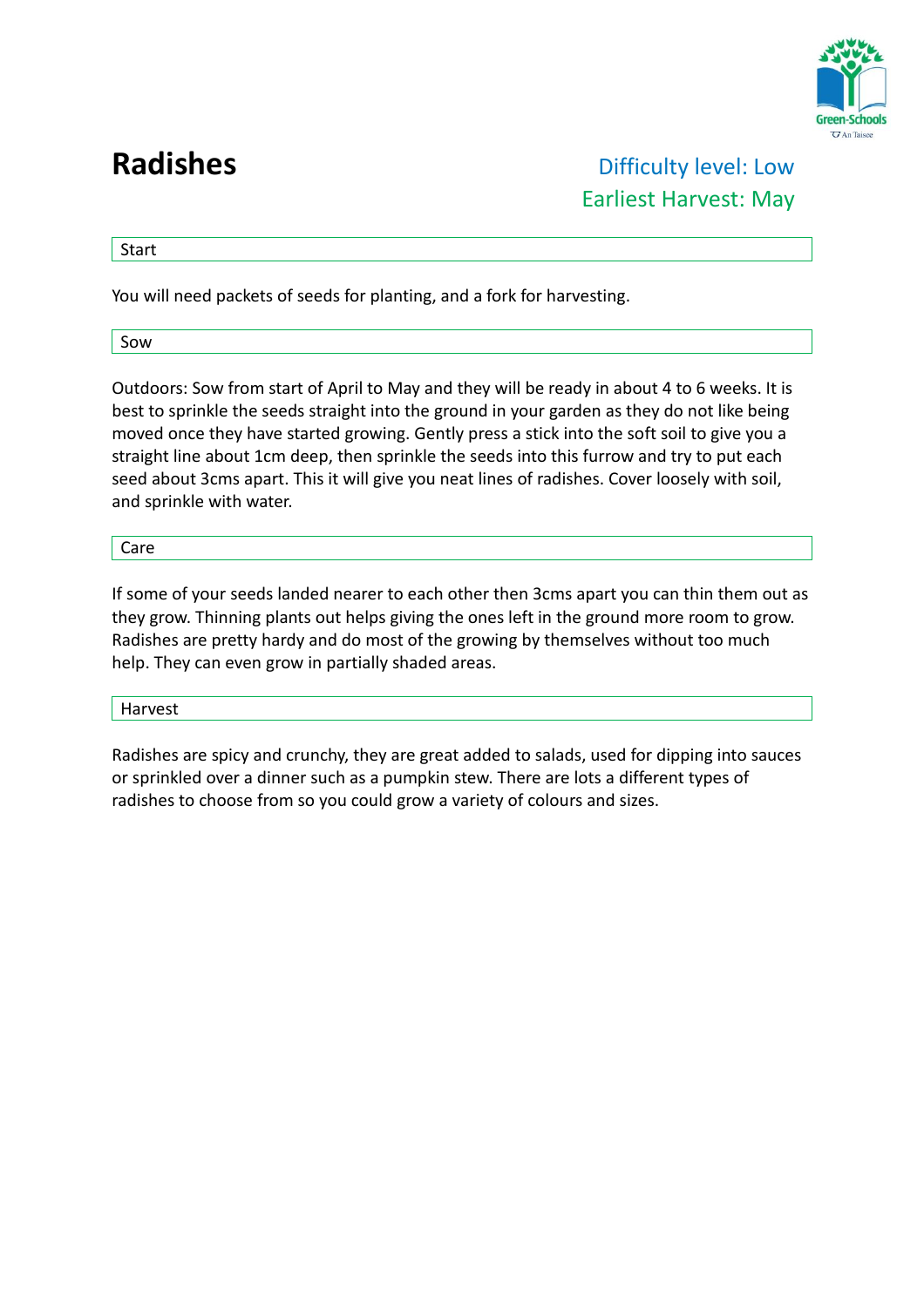# Radishes

Difficulty level: Low
Earliest Harvest: May

## Start

You will need packets of seeds for planting, and a fork for harvesting.

## Sow

Outdoors: Sow from start of April to May and they will be ready in about 4 to 6 weeks. It is best to sprinkle the seeds straight into the ground in your garden as they do not like being moved once they have started growing. Gently press a stick into the soft soil to give you a straight line about 1cm deep, then sprinkle the seeds into this furrow and try to put each seed about 3cms apart. This it will give you neat lines of radishes. Cover loosely with soil, and sprinkle with water.

## Care

If some of your seeds landed nearer to each other then 3cms apart you can thin them out as they grow. Thinning plants out helps giving the ones left in the ground more room to grow. Radishes are pretty hardy and do most of the growing by themselves without too much help. They can even grow in partially shaded areas.

## Harvest

Radishes are spicy and crunchy, they are great added to salads, used for dipping into sauces or sprinkled over a dinner such as a pumpkin stew. There are lots a different types of radishes to choose from so you could grow a variety of colours and sizes.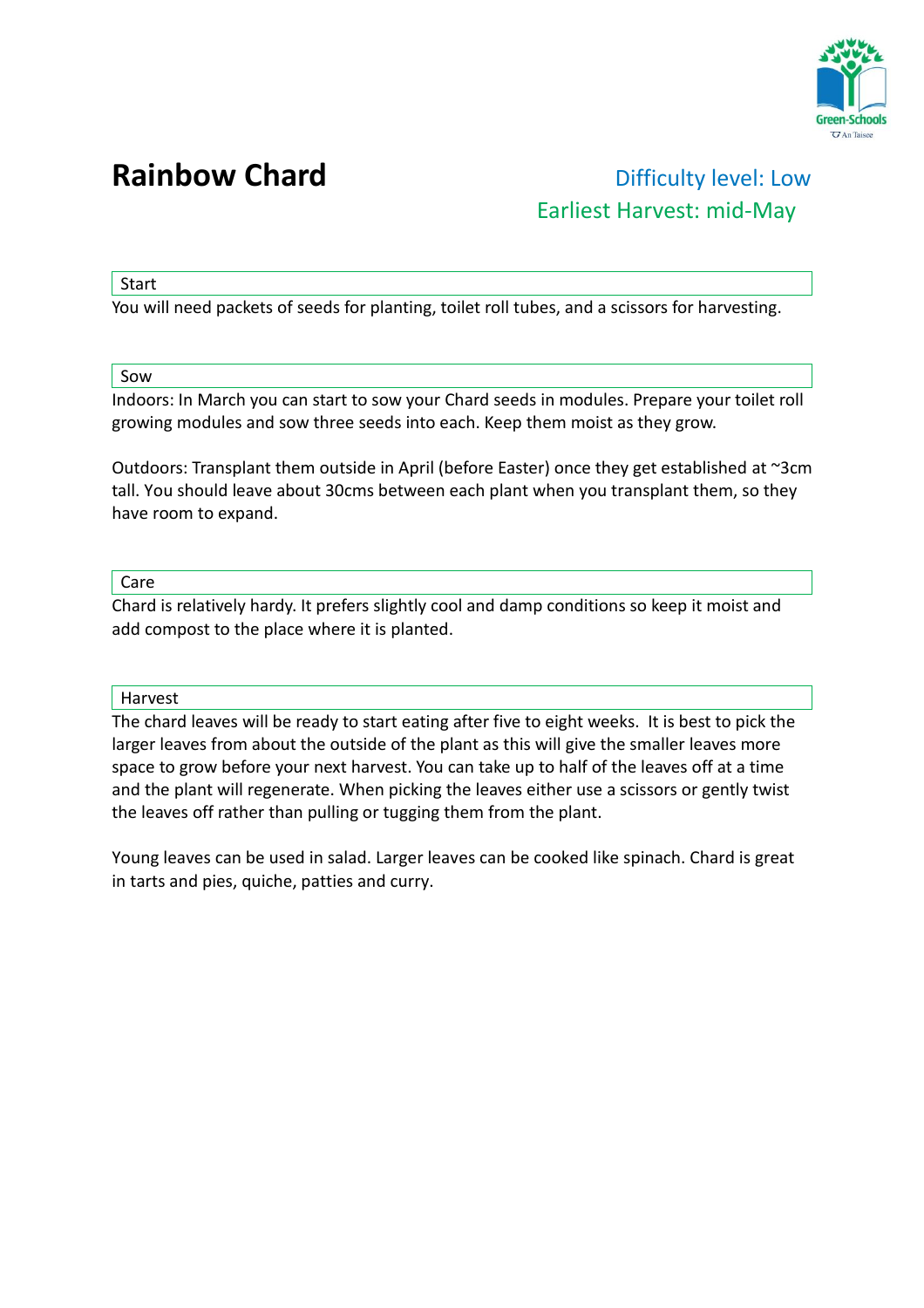# Rainbow Chard

Difficulty level: Low

Earliest Harvest: mid-May

## Start

You will need packets of seeds for planting, toilet roll tubes, and a scissors for harvesting.

## Sow

Indoors: In March you can start to sow your Chard seeds in modules. Prepare your toilet roll growing modules and sow three seeds into each. Keep them moist as they grow.

Outdoors: Transplant them outside in April (before Easter) once they get established at ~3cm tall. You should leave about 30cms between each plant when you transplant them, so they have room to expand.

## Care

Chard is relatively hardy. It prefers slightly cool and damp conditions so keep it moist and add compost to the place where it is planted.

## Harvest

The chard leaves will be ready to start eating after five to eight weeks. It is best to pick the larger leaves from about the outside of the plant as this will give the smaller leaves more space to grow before your next harvest. You can take up to half of the leaves off at a time and the plant will regenerate. When picking the leaves either use a scissors or gently twist the leaves off rather than pulling or tugging them from the plant.

Young leaves can be used in salad. Larger leaves can be cooked like spinach. Chard is great in tarts and pies, quiche, patties and curry.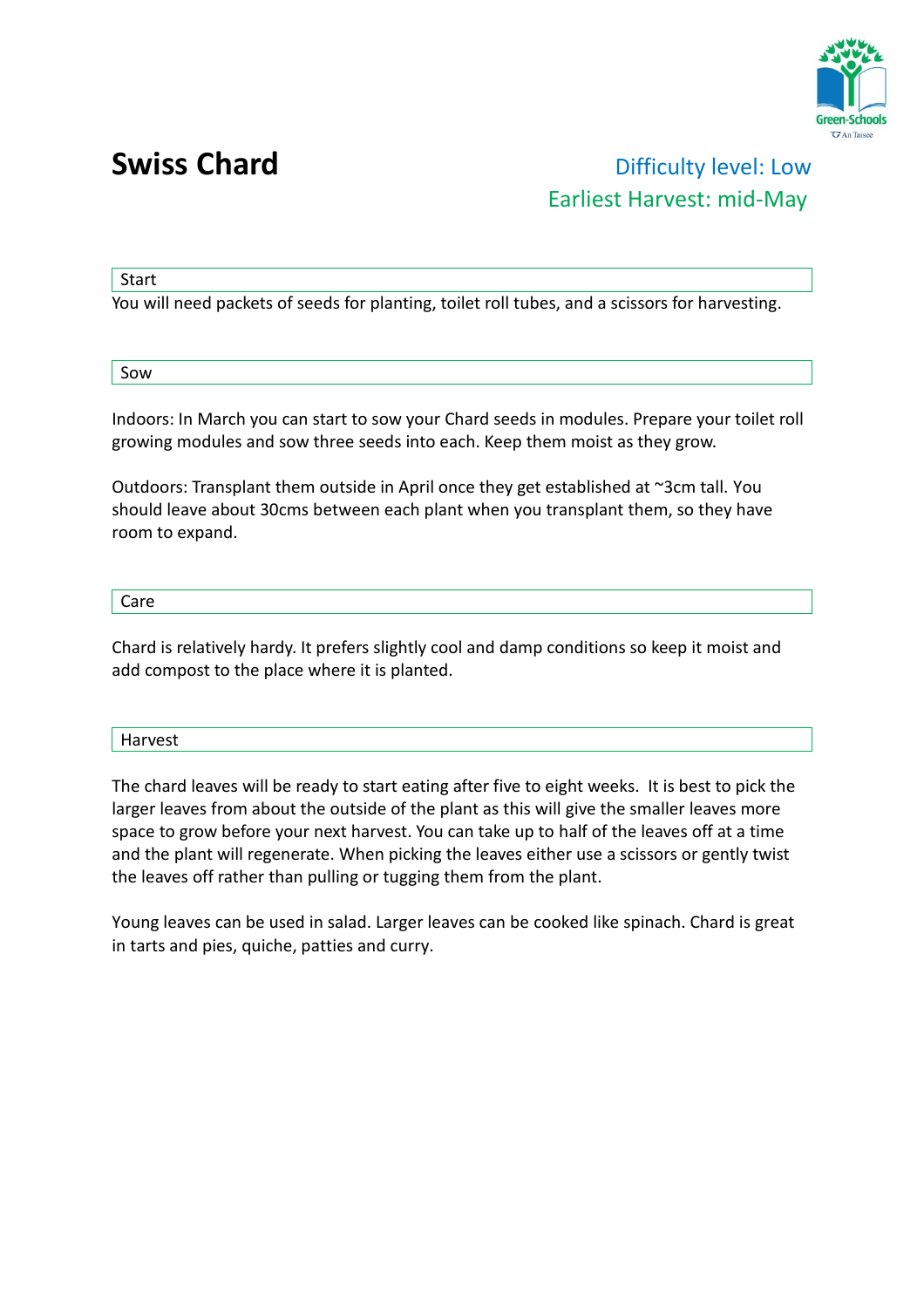# Swiss Chard

Difficulty level: Low
Earliest Harvest: mid-May

## Start

You will need packets of seeds for planting, toilet roll tubes, and a scissors for harvesting.

## Sow

Indoors: In March you can start to sow your Chard seeds in modules. Prepare your toilet roll growing modules and sow three seeds into each. Keep them moist as they grow.

Outdoors: Transplant them outside in April once they get established at ~3cm tall. You should leave about 30cms between each plant when you transplant them, so they have room to expand.

## Care

Chard is relatively hardy. It prefers slightly cool and damp conditions so keep it moist and add compost to the place where it is planted.

## Harvest

The chard leaves will be ready to start eating after five to eight weeks. It is best to pick the larger leaves from about the outside of the plant as this will give the smaller leaves more space to grow before your next harvest. You can take up to half of the leaves off at a time and the plant will regenerate. When picking the leaves either use a scissors or gently twist the leaves off rather than pulling or tugging them from the plant.

Young leaves can be used in salad. Larger leaves can be cooked like spinach. Chard is great in tarts and pies, quiche, patties and curry.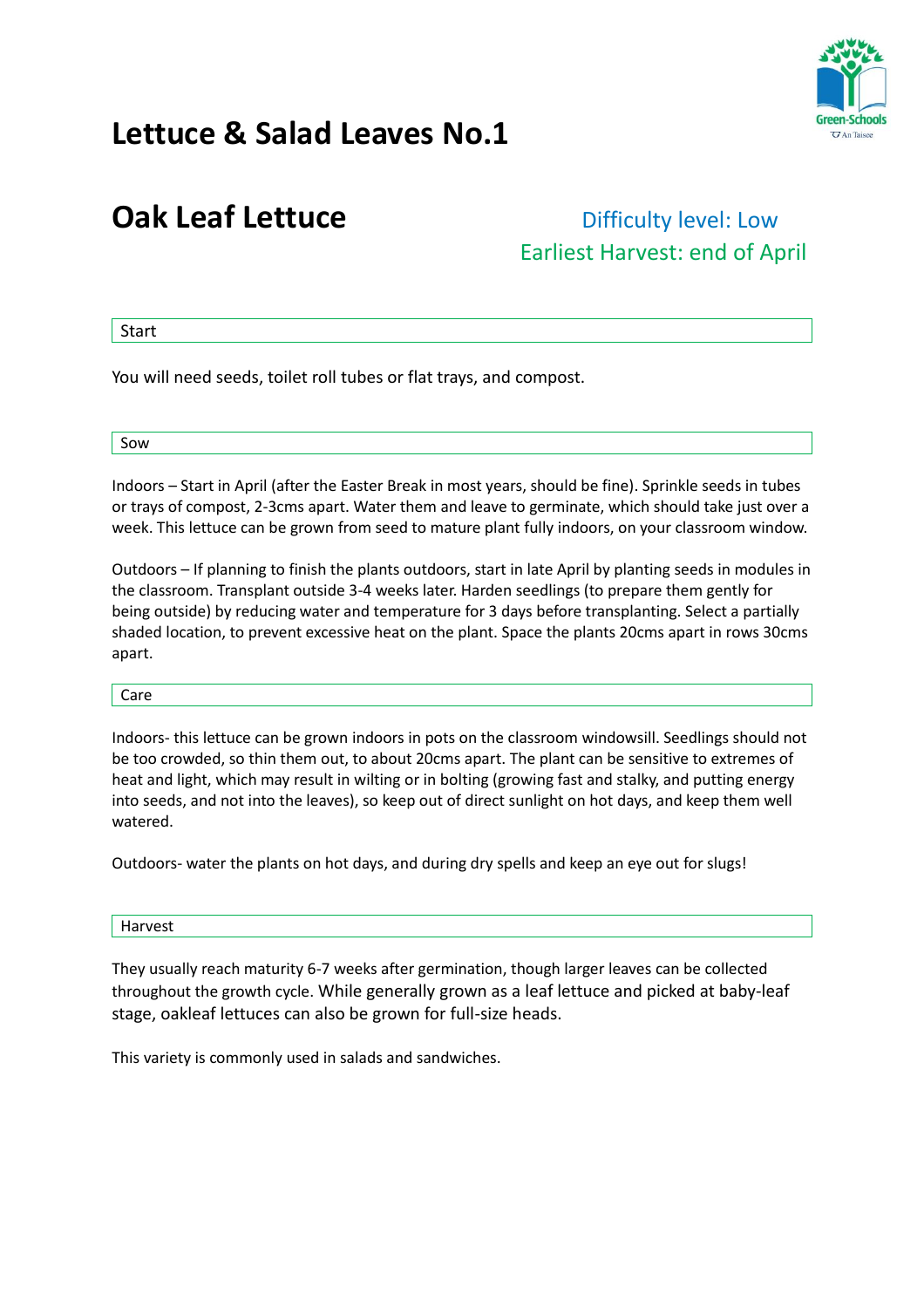# Lettuce & Salad Leaves No.1

## Oak Leaf Lettuce

Difficulty level: Low

Earliest Harvest: end of April

### Start

You will need seeds, toilet roll tubes or flat trays, and compost.

### Sow

Indoors – Start in April (after the Easter Break in most years, should be fine). Sprinkle seeds in tubes or trays of compost, 2-3cms apart. Water them and leave to germinate, which should take just over a week. This lettuce can be grown from seed to mature plant fully indoors, on your classroom window.

Outdoors – If planning to finish the plants outdoors, start in late April by planting seeds in modules in the classroom. Transplant outside 3-4 weeks later. Harden seedlings (to prepare them gently for being outside) by reducing water and temperature for 3 days before transplanting. Select a partially shaded location, to prevent excessive heat on the plant. Space the plants 20cms apart in rows 30cms apart.

### Care

Indoors- this lettuce can be grown indoors in pots on the classroom windowsill. Seedlings should not be too crowded, so thin them out, to about 20cms apart. The plant can be sensitive to extremes of heat and light, which may result in wilting or in bolting (growing fast and stalky, and putting energy into seeds, and not into the leaves), so keep out of direct sunlight on hot days, and keep them well watered.

Outdoors- water the plants on hot days, and during dry spells and keep an eye out for slugs!

### Harvest

They usually reach maturity 6-7 weeks after germination, though larger leaves can be collected throughout the growth cycle. While generally grown as a leaf lettuce and picked at baby-leaf stage, oakleaf lettuces can also be grown for full-size heads.

This variety is commonly used in salads and sandwiches.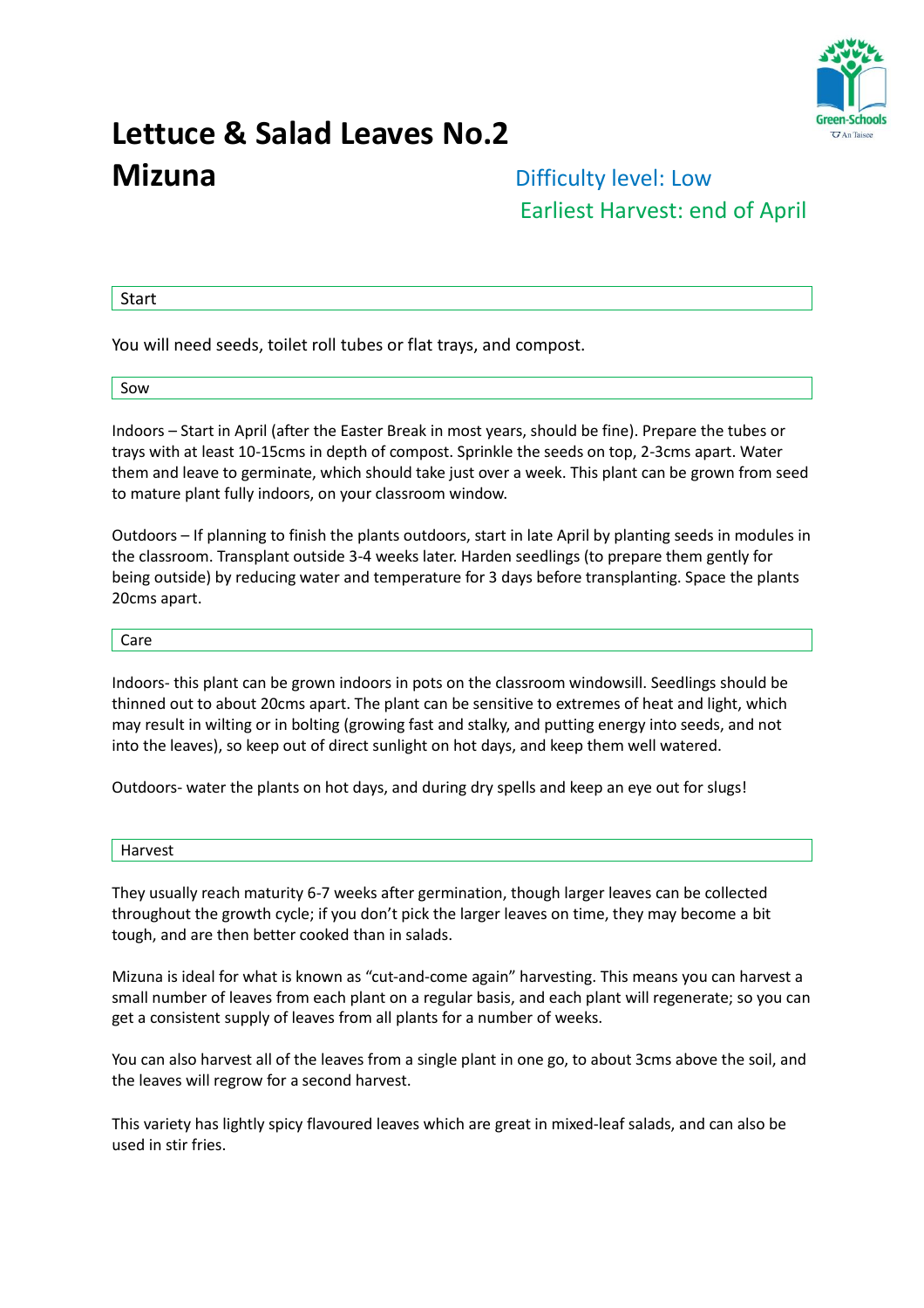# Lettuce & Salad Leaves No.2

# Mizuna

Difficulty level: Low

Earliest Harvest: end of April

## Start

You will need seeds, toilet roll tubes or flat trays, and compost.

## Sow

Indoors – Start in April (after the Easter Break in most years, should be fine). Prepare the tubes or trays with at least 10-15cms in depth of compost. Sprinkle the seeds on top, 2-3cms apart. Water them and leave to germinate, which should take just over a week. This plant can be grown from seed to mature plant fully indoors, on your classroom window.

Outdoors – If planning to finish the plants outdoors, start in late April by planting seeds in modules in the classroom. Transplant outside 3-4 weeks later. Harden seedlings (to prepare them gently for being outside) by reducing water and temperature for 3 days before transplanting. Space the plants 20cms apart.

## Care

Indoors- this plant can be grown indoors in pots on the classroom windowsill. Seedlings should be thinned out to about 20cms apart. The plant can be sensitive to extremes of heat and light, which may result in wilting or in bolting (growing fast and stalky, and putting energy into seeds, and not into the leaves), so keep out of direct sunlight on hot days, and keep them well watered.

Outdoors- water the plants on hot days, and during dry spells and keep an eye out for slugs!

## Harvest

They usually reach maturity 6-7 weeks after germination, though larger leaves can be collected throughout the growth cycle; if you don't pick the larger leaves on time, they may become a bit tough, and are then better cooked than in salads.

Mizuna is ideal for what is known as "cut-and-come again" harvesting. This means you can harvest a small number of leaves from each plant on a regular basis, and each plant will regenerate; so you can get a consistent supply of leaves from all plants for a number of weeks.

You can also harvest all of the leaves from a single plant in one go, to about 3cms above the soil, and the leaves will regrow for a second harvest.

This variety has lightly spicy flavoured leaves which are great in mixed-leaf salads, and can also be used in stir fries.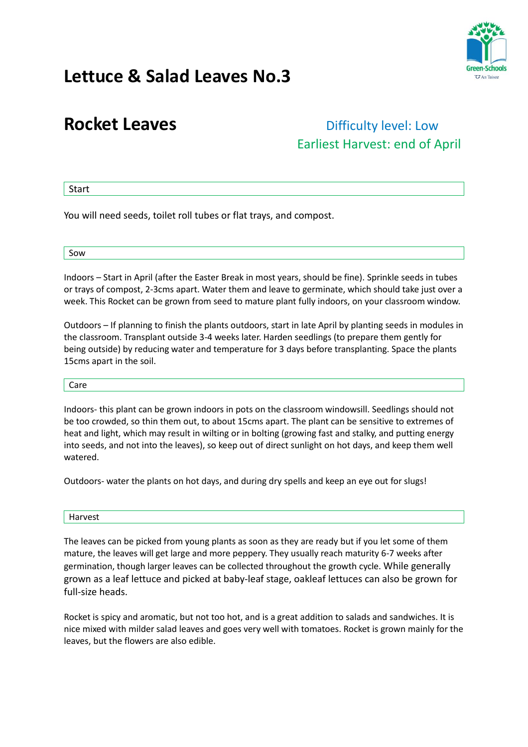# Lettuce & Salad Leaves No.3

## Rocket Leaves

Difficulty level: Low
Earliest Harvest: end of April

### Start

You will need seeds, toilet roll tubes or flat trays, and compost.

### Sow

Indoors – Start in April (after the Easter Break in most years, should be fine). Sprinkle seeds in tubes or trays of compost, 2-3cms apart. Water them and leave to germinate, which should take just over a week. This Rocket can be grown from seed to mature plant fully indoors, on your classroom window.

Outdoors – If planning to finish the plants outdoors, start in late April by planting seeds in modules in the classroom. Transplant outside 3-4 weeks later. Harden seedlings (to prepare them gently for being outside) by reducing water and temperature for 3 days before transplanting. Space the plants 15cms apart in the soil.

### Care

Indoors- this plant can be grown indoors in pots on the classroom windowsill. Seedlings should not be too crowded, so thin them out, to about 15cms apart. The plant can be sensitive to extremes of heat and light, which may result in wilting or in bolting (growing fast and stalky, and putting energy into seeds, and not into the leaves), so keep out of direct sunlight on hot days, and keep them well watered.

Outdoors- water the plants on hot days, and during dry spells and keep an eye out for slugs!

### Harvest

The leaves can be picked from young plants as soon as they are ready but if you let some of them mature, the leaves will get large and more peppery. They usually reach maturity 6-7 weeks after germination, though larger leaves can be collected throughout the growth cycle. While generally grown as a leaf lettuce and picked at baby-leaf stage, oakleaf lettuces can also be grown for full-size heads.

Rocket is spicy and aromatic, but not too hot, and is a great addition to salads and sandwiches. It is nice mixed with milder salad leaves and goes very well with tomatoes. Rocket is grown mainly for the leaves, but the flowers are also edible.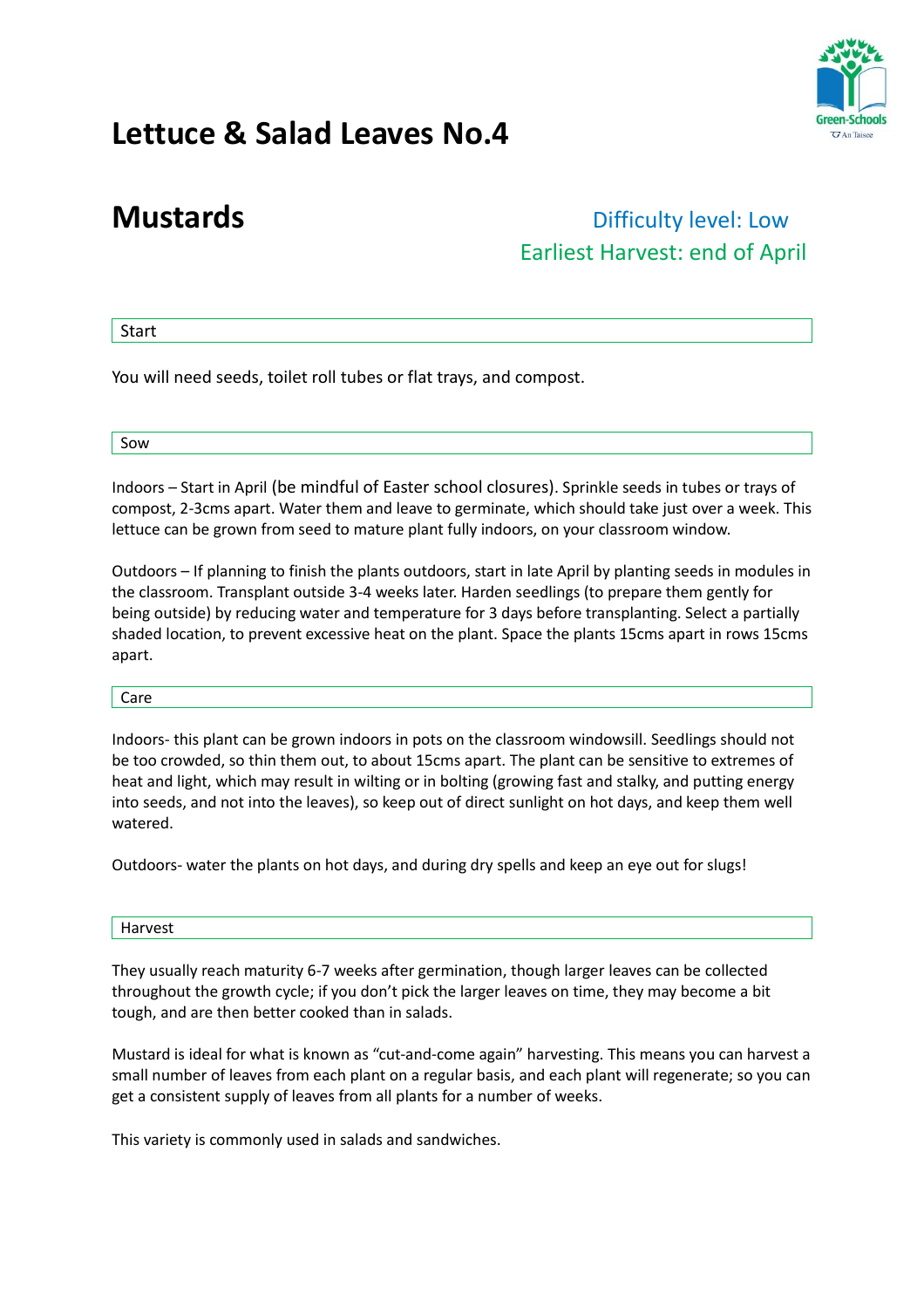# Lettuce & Salad Leaves No.4

## Mustards

Difficulty level: Low
Earliest Harvest: end of April

### Start

You will need seeds, toilet roll tubes or flat trays, and compost.

### Sow

Indoors – Start in April (be mindful of Easter school closures). Sprinkle seeds in tubes or trays of compost, 2-3cms apart. Water them and leave to germinate, which should take just over a week. This lettuce can be grown from seed to mature plant fully indoors, on your classroom window.

Outdoors – If planning to finish the plants outdoors, start in late April by planting seeds in modules in the classroom. Transplant outside 3-4 weeks later. Harden seedlings (to prepare them gently for being outside) by reducing water and temperature for 3 days before transplanting. Select a partially shaded location, to prevent excessive heat on the plant. Space the plants 15cms apart in rows 15cms apart.

### Care

Indoors- this plant can be grown indoors in pots on the classroom windowsill. Seedlings should not be too crowded, so thin them out, to about 15cms apart. The plant can be sensitive to extremes of heat and light, which may result in wilting or in bolting (growing fast and stalky, and putting energy into seeds, and not into the leaves), so keep out of direct sunlight on hot days, and keep them well watered.

Outdoors- water the plants on hot days, and during dry spells and keep an eye out for slugs!

### Harvest

They usually reach maturity 6-7 weeks after germination, though larger leaves can be collected throughout the growth cycle; if you don't pick the larger leaves on time, they may become a bit tough, and are then better cooked than in salads.

Mustard is ideal for what is known as "cut-and-come again" harvesting. This means you can harvest a small number of leaves from each plant on a regular basis, and each plant will regenerate; so you can get a consistent supply of leaves from all plants for a number of weeks.

This variety is commonly used in salads and sandwiches.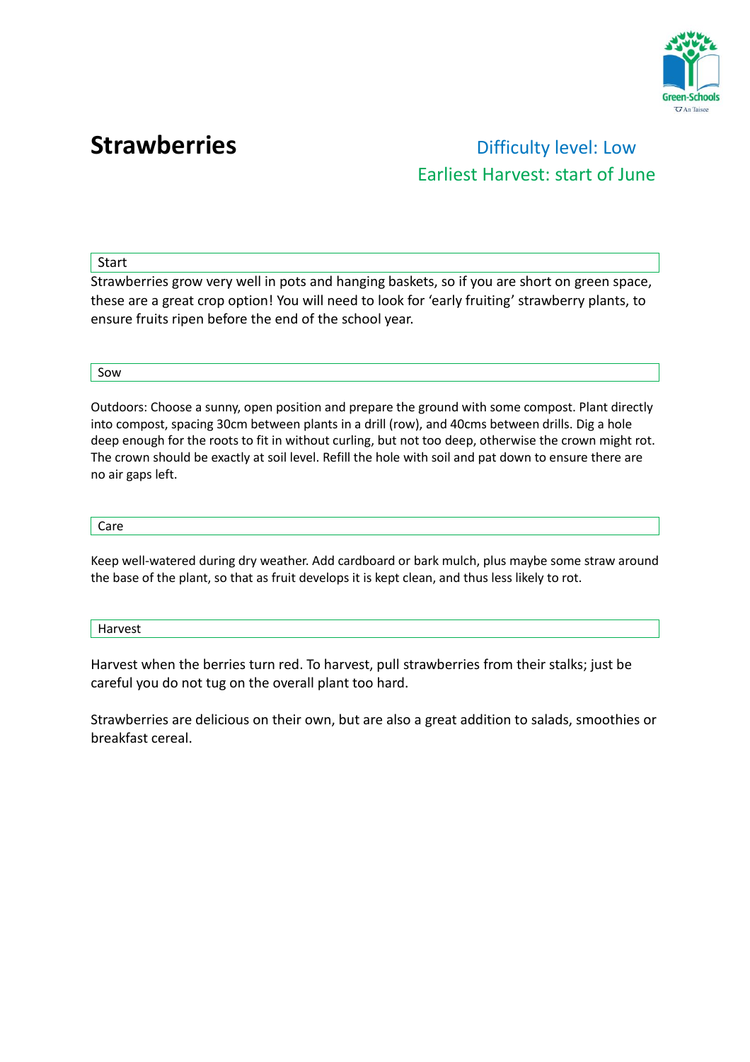# Strawberries

Difficulty level: Low

Earliest Harvest: start of June

## Start

Strawberries grow very well in pots and hanging baskets, so if you are short on green space, these are a great crop option! You will need to look for 'early fruiting' strawberry plants, to ensure fruits ripen before the end of the school year.

## Sow

Outdoors: Choose a sunny, open position and prepare the ground with some compost. Plant directly into compost, spacing 30cm between plants in a drill (row), and 40cms between drills. Dig a hole deep enough for the roots to fit in without curling, but not too deep, otherwise the crown might rot. The crown should be exactly at soil level. Refill the hole with soil and pat down to ensure there are no air gaps left.

## Care

Keep well-watered during dry weather. Add cardboard or bark mulch, plus maybe some straw around the base of the plant, so that as fruit develops it is kept clean, and thus less likely to rot.

## Harvest

Harvest when the berries turn red. To harvest, pull strawberries from their stalks; just be careful you do not tug on the overall plant too hard.

Strawberries are delicious on their own, but are also a great addition to salads, smoothies or breakfast cereal.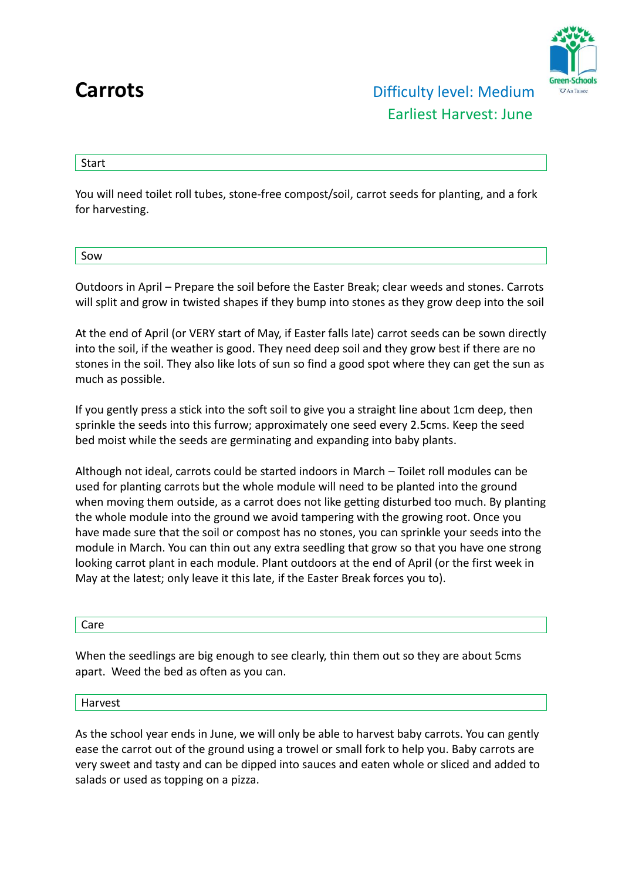# Carrots

Difficulty level: Medium

Earliest Harvest: June

## Start

You will need toilet roll tubes, stone-free compost/soil, carrot seeds for planting, and a fork for harvesting.

## Sow

Outdoors in April – Prepare the soil before the Easter Break; clear weeds and stones. Carrots will split and grow in twisted shapes if they bump into stones as they grow deep into the soil

At the end of April (or VERY start of May, if Easter falls late) carrot seeds can be sown directly into the soil, if the weather is good. They need deep soil and they grow best if there are no stones in the soil. They also like lots of sun so find a good spot where they can get the sun as much as possible.

If you gently press a stick into the soft soil to give you a straight line about 1cm deep, then sprinkle the seeds into this furrow; approximately one seed every 2.5cms. Keep the seed bed moist while the seeds are germinating and expanding into baby plants.

Although not ideal, carrots could be started indoors in March – Toilet roll modules can be used for planting carrots but the whole module will need to be planted into the ground when moving them outside, as a carrot does not like getting disturbed too much. By planting the whole module into the ground we avoid tampering with the growing root. Once you have made sure that the soil or compost has no stones, you can sprinkle your seeds into the module in March. You can thin out any extra seedling that grow so that you have one strong looking carrot plant in each module. Plant outdoors at the end of April (or the first week in May at the latest; only leave it this late, if the Easter Break forces you to).

## Care

When the seedlings are big enough to see clearly, thin them out so they are about 5cms apart. Weed the bed as often as you can.

## Harvest

As the school year ends in June, we will only be able to harvest baby carrots. You can gently ease the carrot out of the ground using a trowel or small fork to help you. Baby carrots are very sweet and tasty and can be dipped into sauces and eaten whole or sliced and added to salads or used as topping on a pizza.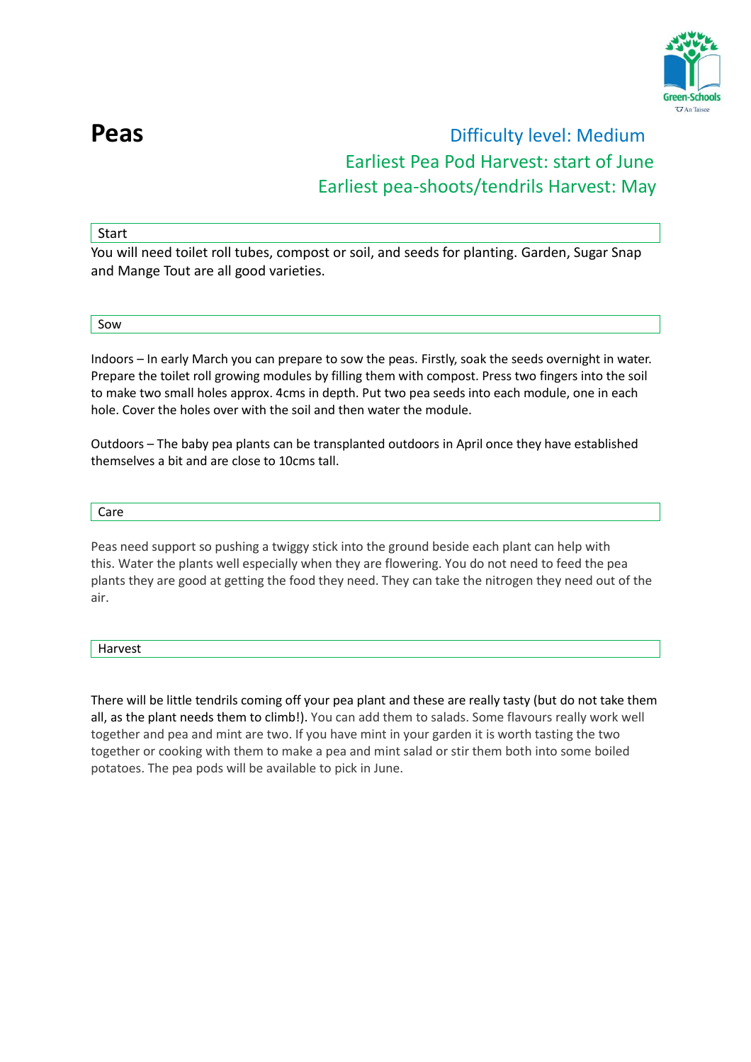# Peas

Difficulty level: Medium

Earliest Pea Pod Harvest: start of June

Earliest pea-shoots/tendrils Harvest: May

## Start

You will need toilet roll tubes, compost or soil, and seeds for planting. Garden, Sugar Snap and Mange Tout are all good varieties.

## Sow

Indoors – In early March you can prepare to sow the peas. Firstly, soak the seeds overnight in water. Prepare the toilet roll growing modules by filling them with compost. Press two fingers into the soil to make two small holes approx. 4cms in depth. Put two pea seeds into each module, one in each hole. Cover the holes over with the soil and then water the module.

Outdoors – The baby pea plants can be transplanted outdoors in April once they have established themselves a bit and are close to 10cms tall.

## Care

Peas need support so pushing a twiggy stick into the ground beside each plant can help with this. Water the plants well especially when they are flowering. You do not need to feed the pea plants they are good at getting the food they need. They can take the nitrogen they need out of the air.

## Harvest

There will be little tendrils coming off your pea plant and these are really tasty (but do not take them all, as the plant needs them to climb!). You can add them to salads. Some flavours really work well together and pea and mint are two. If you have mint in your garden it is worth tasting the two together or cooking with them to make a pea and mint salad or stir them both into some boiled potatoes. The pea pods will be available to pick in June.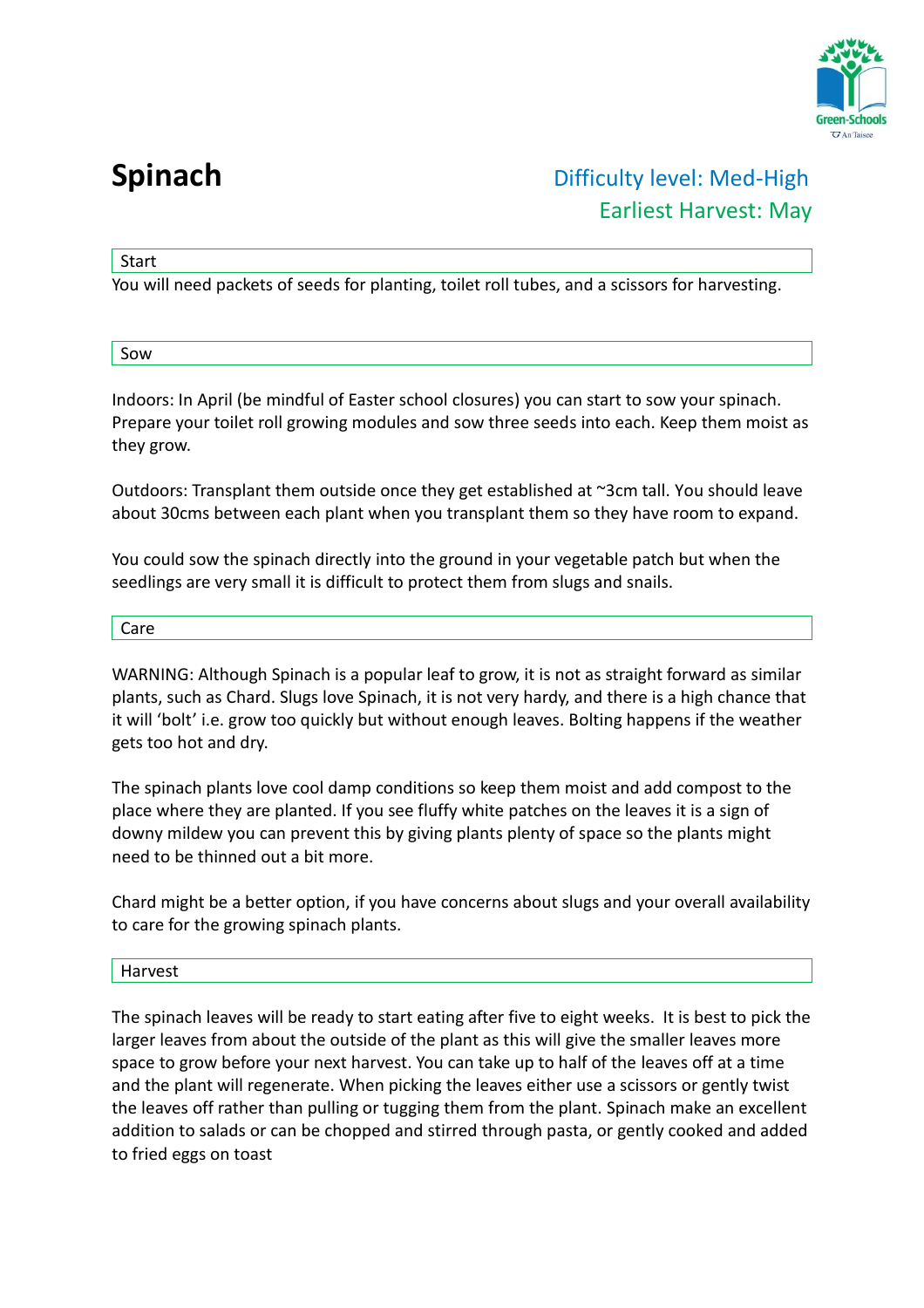# Spinach

Difficulty level: Med-High

Earliest Harvest: May

## Start

You will need packets of seeds for planting, toilet roll tubes, and a scissors for harvesting.

## Sow

Indoors: In April (be mindful of Easter school closures) you can start to sow your spinach. Prepare your toilet roll growing modules and sow three seeds into each. Keep them moist as they grow.

Outdoors: Transplant them outside once they get established at ~3cm tall. You should leave about 30cms between each plant when you transplant them so they have room to expand.

You could sow the spinach directly into the ground in your vegetable patch but when the seedlings are very small it is difficult to protect them from slugs and snails.

## Care

WARNING: Although Spinach is a popular leaf to grow, it is not as straight forward as similar plants, such as Chard. Slugs love Spinach, it is not very hardy, and there is a high chance that it will 'bolt' i.e. grow too quickly but without enough leaves. Bolting happens if the weather gets too hot and dry.

The spinach plants love cool damp conditions so keep them moist and add compost to the place where they are planted. If you see fluffy white patches on the leaves it is a sign of downy mildew you can prevent this by giving plants plenty of space so the plants might need to be thinned out a bit more.

Chard might be a better option, if you have concerns about slugs and your overall availability to care for the growing spinach plants.

## Harvest

The spinach leaves will be ready to start eating after five to eight weeks. It is best to pick the larger leaves from about the outside of the plant as this will give the smaller leaves more space to grow before your next harvest. You can take up to half of the leaves off at a time and the plant will regenerate. When picking the leaves either use a scissors or gently twist the leaves off rather than pulling or tugging them from the plant. Spinach make an excellent addition to salads or can be chopped and stirred through pasta, or gently cooked and added to fried eggs on toast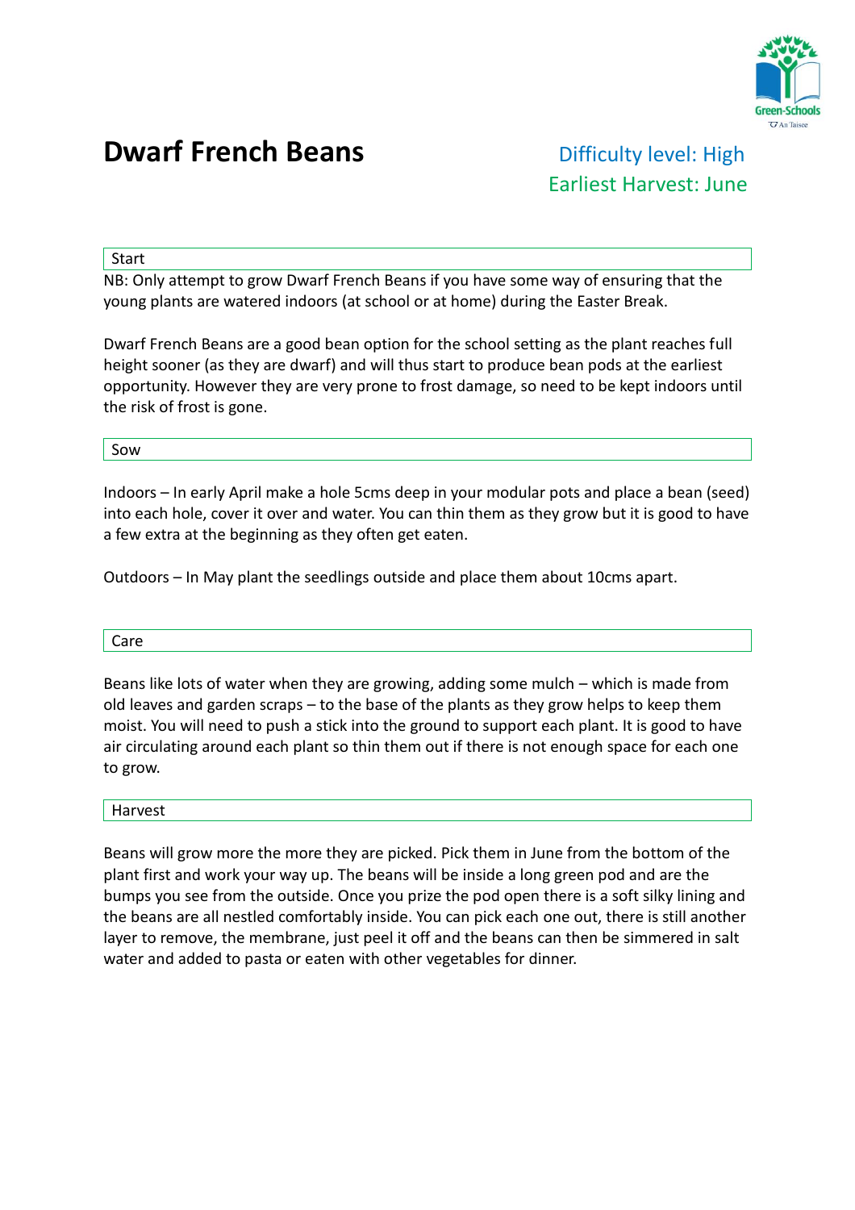# Dwarf French Beans

Difficulty level: High

Earliest Harvest: June

## Start

NB: Only attempt to grow Dwarf French Beans if you have some way of ensuring that the young plants are watered indoors (at school or at home) during the Easter Break.

Dwarf French Beans are a good bean option for the school setting as the plant reaches full height sooner (as they are dwarf) and will thus start to produce bean pods at the earliest opportunity. However they are very prone to frost damage, so need to be kept indoors until the risk of frost is gone.

## Sow

Indoors – In early April make a hole 5cms deep in your modular pots and place a bean (seed) into each hole, cover it over and water. You can thin them as they grow but it is good to have a few extra at the beginning as they often get eaten.

Outdoors – In May plant the seedlings outside and place them about 10cms apart.

## Care

Beans like lots of water when they are growing, adding some mulch – which is made from old leaves and garden scraps – to the base of the plants as they grow helps to keep them moist. You will need to push a stick into the ground to support each plant. It is good to have air circulating around each plant so thin them out if there is not enough space for each one to grow.

## Harvest

Beans will grow more the more they are picked. Pick them in June from the bottom of the plant first and work your way up. The beans will be inside a long green pod and are the bumps you see from the outside. Once you prize the pod open there is a soft silky lining and the beans are all nestled comfortably inside. You can pick each one out, there is still another layer to remove, the membrane, just peel it off and the beans can then be simmered in salt water and added to pasta or eaten with other vegetables for dinner.